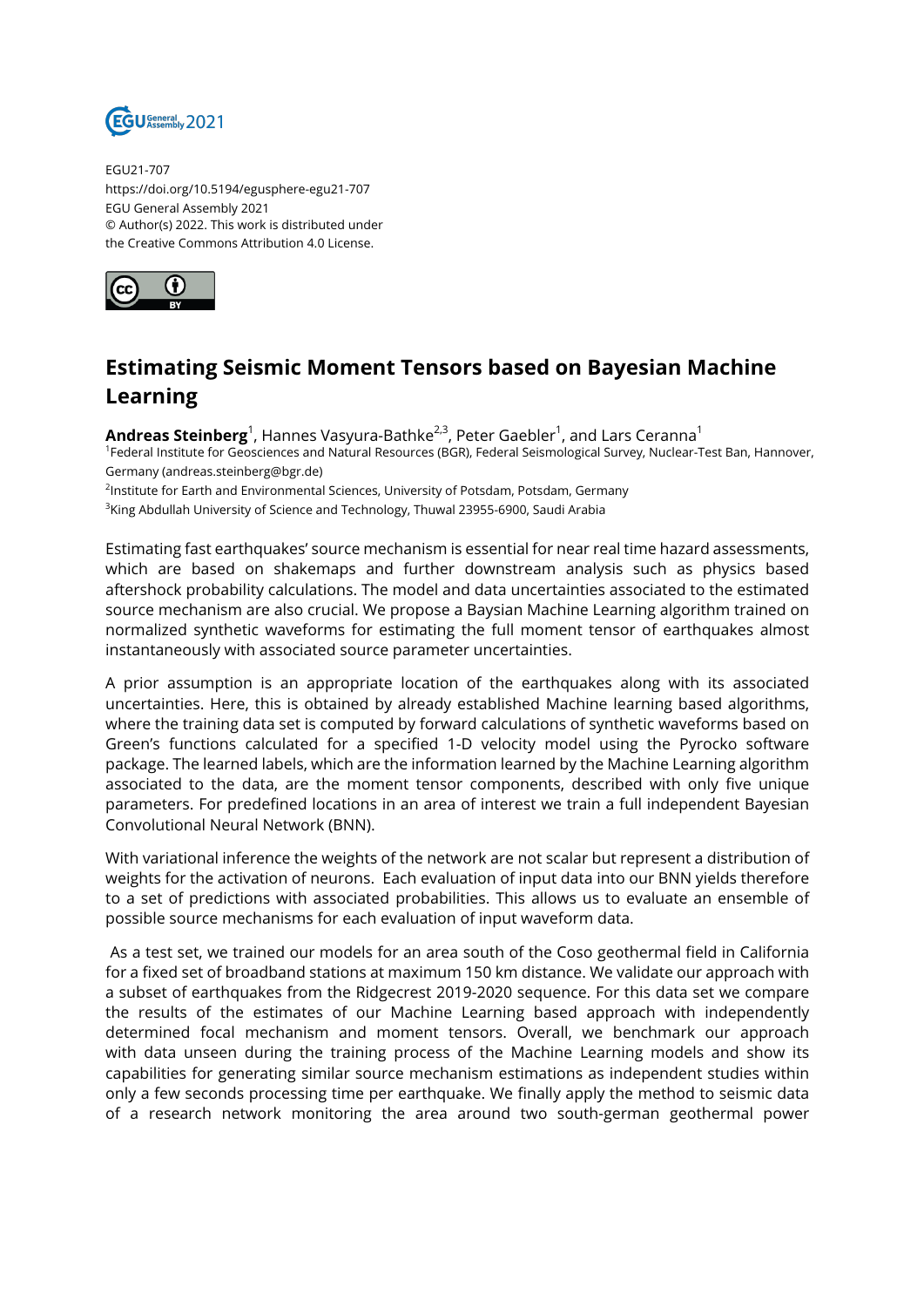EGU21-707
https://doi.org/10.5194/egusphere-egu21-707
EGU General Assembly 2021
© Author(s) 2022. This work is distributed under
the Creative Commons Attribution 4.0 License.

# Estimating Seismic Moment Tensors based on Bayesian Machine Learning

**Andreas Steinberg**[1], Hannes Vasyura-Bathke[2,3], Peter Gaebler[1], and Lars Ceranna[1]

[1]Federal Institute for Geosciences and Natural Resources (BGR), Federal Seismological Survey, Nuclear-Test Ban, Hannover, Germany (andreas.steinberg@bgr.de)

[2]Institute for Earth and Environmental Sciences, University of Potsdam, Potsdam, Germany

[3]King Abdullah University of Science and Technology, Thuwal 23955-6900, Saudi Arabia

Estimating fast earthquakes' source mechanism is essential for near real time hazard assessments, which are based on shakemaps and further downstream analysis such as physics based aftershock probability calculations. The model and data uncertainties associated to the estimated source mechanism are also crucial. We propose a Baysian Machine Learning algorithm trained on normalized synthetic waveforms for estimating the full moment tensor of earthquakes almost instantaneously with associated source parameter uncertainties.

A prior assumption is an appropriate location of the earthquakes along with its associated uncertainties. Here, this is obtained by already established Machine learning based algorithms, where the training data set is computed by forward calculations of synthetic waveforms based on Green's functions calculated for a specified 1-D velocity model using the Pyrocko software package. The learned labels, which are the information learned by the Machine Learning algorithm associated to the data, are the moment tensor components, described with only five unique parameters. For predefined locations in an area of interest we train a full independent Bayesian Convolutional Neural Network (BNN).

With variational inference the weights of the network are not scalar but represent a distribution of weights for the activation of neurons. Each evaluation of input data into our BNN yields therefore to a set of predictions with associated probabilities. This allows us to evaluate an ensemble of possible source mechanisms for each evaluation of input waveform data.

As a test set, we trained our models for an area south of the Coso geothermal field in California for a fixed set of broadband stations at maximum 150 km distance. We validate our approach with a subset of earthquakes from the Ridgecrest 2019-2020 sequence. For this data set we compare the results of the estimates of our Machine Learning based approach with independently determined focal mechanism and moment tensors. Overall, we benchmark our approach with data unseen during the training process of the Machine Learning models and show its capabilities for generating similar source mechanism estimations as independent studies within only a few seconds processing time per earthquake. We finally apply the method to seismic data of a research network monitoring the area around two south-german geothermal power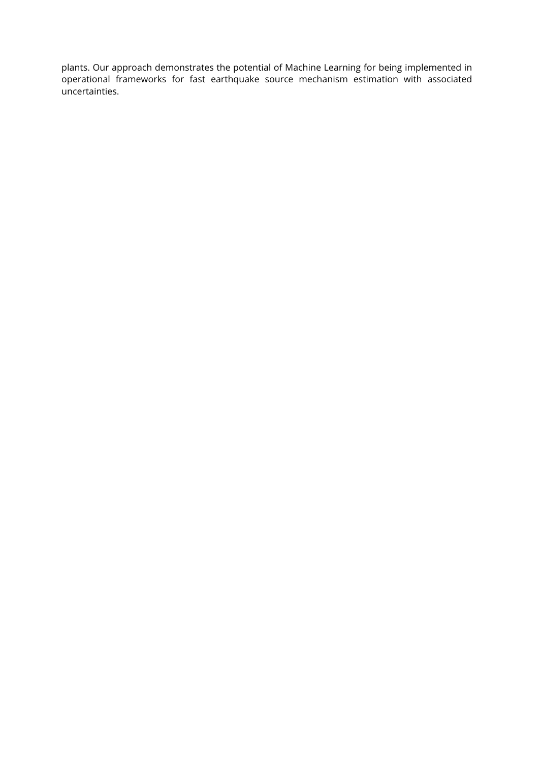plants. Our approach demonstrates the potential of Machine Learning for being implemented in operational frameworks for fast earthquake source mechanism estimation with associated uncertainties.